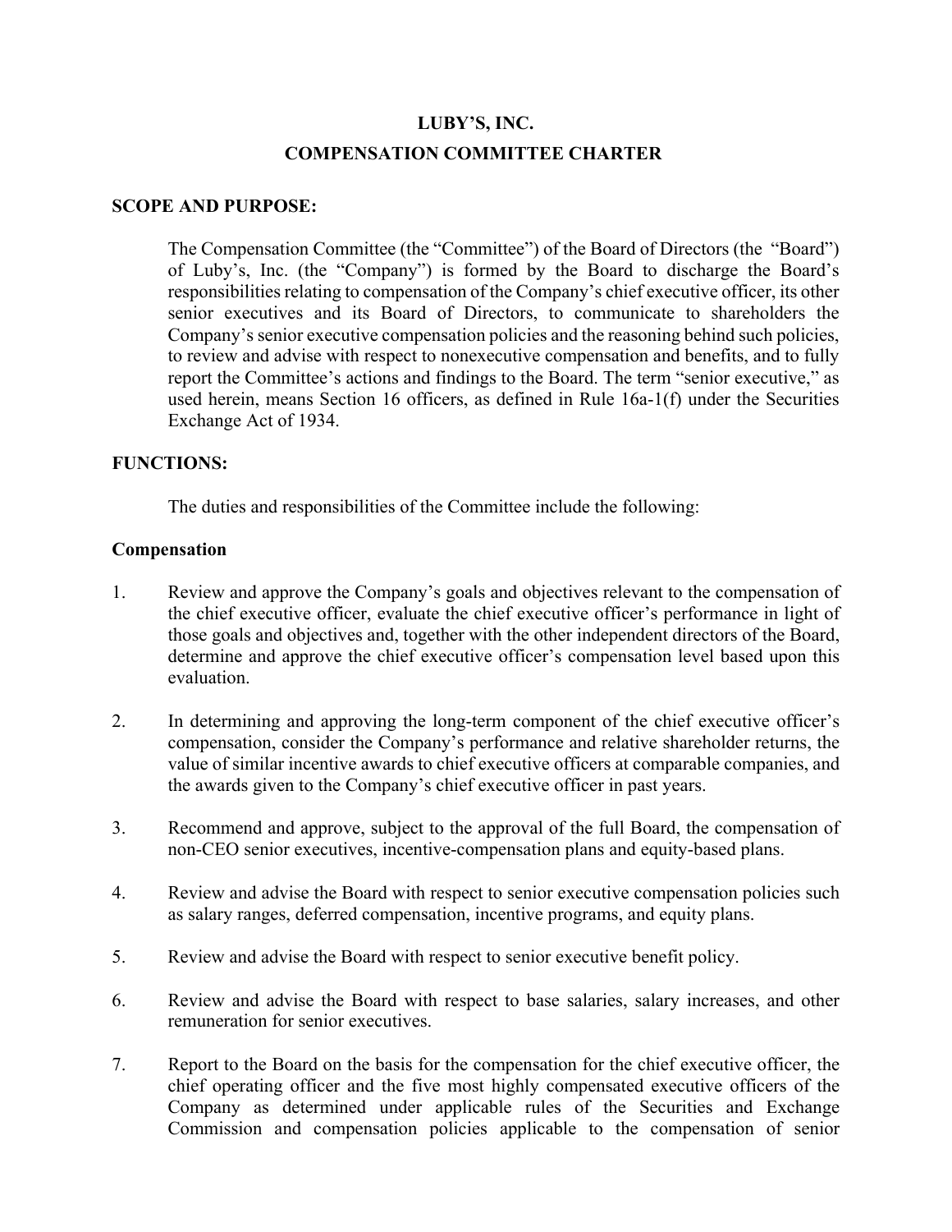# LUBY'S, INC.

## COMPENSATION COMMITTEE CHARTER

### SCOPE AND PURPOSE:

The Compensation Committee (the "Committee") of the Board of Directors (the "Board") of Luby's, Inc. (the "Company") is formed by the Board to discharge the Board's responsibilities relating to compensation of the Company's chief executive officer, its other senior executives and its Board of Directors, to communicate to shareholders the Company's senior executive compensation policies and the reasoning behind such policies, to review and advise with respect to nonexecutive compensation and benefits, and to fully report the Committee's actions and findings to the Board. The term "senior executive," as used herein, means Section 16 officers, as defined in Rule 16a-1(f) under the Securities Exchange Act of 1934.

### FUNCTIONS:

The duties and responsibilities of the Committee include the following:

**Compensation**

1. Review and approve the Company's goals and objectives relevant to the compensation of the chief executive officer, evaluate the chief executive officer's performance in light of those goals and objectives and, together with the other independent directors of the Board, determine and approve the chief executive officer's compensation level based upon this evaluation.

2. In determining and approving the long-term component of the chief executive officer's compensation, consider the Company's performance and relative shareholder returns, the value of similar incentive awards to chief executive officers at comparable companies, and the awards given to the Company's chief executive officer in past years.

3. Recommend and approve, subject to the approval of the full Board, the compensation of non-CEO senior executives, incentive-compensation plans and equity-based plans.

4. Review and advise the Board with respect to senior executive compensation policies such as salary ranges, deferred compensation, incentive programs, and equity plans.

5. Review and advise the Board with respect to senior executive benefit policy.

6. Review and advise the Board with respect to base salaries, salary increases, and other remuneration for senior executives.

7. Report to the Board on the basis for the compensation for the chief executive officer, the chief operating officer and the five most highly compensated executive officers of the Company as determined under applicable rules of the Securities and Exchange Commission and compensation policies applicable to the compensation of senior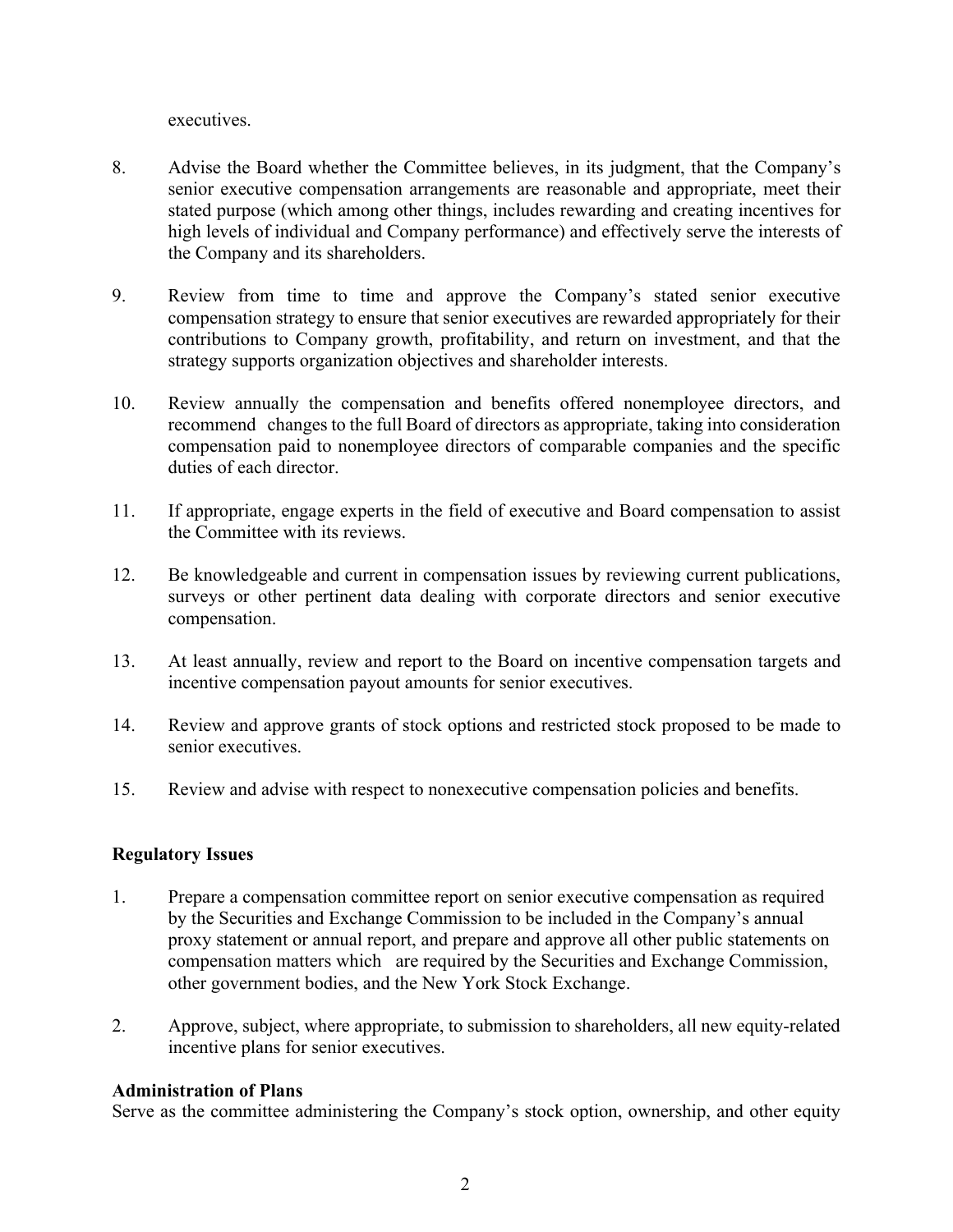executives.

8. Advise the Board whether the Committee believes, in its judgment, that the Company's senior executive compensation arrangements are reasonable and appropriate, meet their stated purpose (which among other things, includes rewarding and creating incentives for high levels of individual and Company performance) and effectively serve the interests of the Company and its shareholders.

9. Review from time to time and approve the Company's stated senior executive compensation strategy to ensure that senior executives are rewarded appropriately for their contributions to Company growth, profitability, and return on investment, and that the strategy supports organization objectives and shareholder interests.

10. Review annually the compensation and benefits offered nonemployee directors, and recommend changes to the full Board of directors as appropriate, taking into consideration compensation paid to nonemployee directors of comparable companies and the specific duties of each director.

11. If appropriate, engage experts in the field of executive and Board compensation to assist the Committee with its reviews.

12. Be knowledgeable and current in compensation issues by reviewing current publications, surveys or other pertinent data dealing with corporate directors and senior executive compensation.

13. At least annually, review and report to the Board on incentive compensation targets and incentive compensation payout amounts for senior executives.

14. Review and approve grants of stock options and restricted stock proposed to be made to senior executives.

15. Review and advise with respect to nonexecutive compensation policies and benefits.

**Regulatory Issues**

1. Prepare a compensation committee report on senior executive compensation as required by the Securities and Exchange Commission to be included in the Company's annual proxy statement or annual report, and prepare and approve all other public statements on compensation matters which are required by the Securities and Exchange Commission, other government bodies, and the New York Stock Exchange.

2. Approve, subject, where appropriate, to submission to shareholders, all new equity-related incentive plans for senior executives.

**Administration of Plans**

Serve as the committee administering the Company's stock option, ownership, and other equity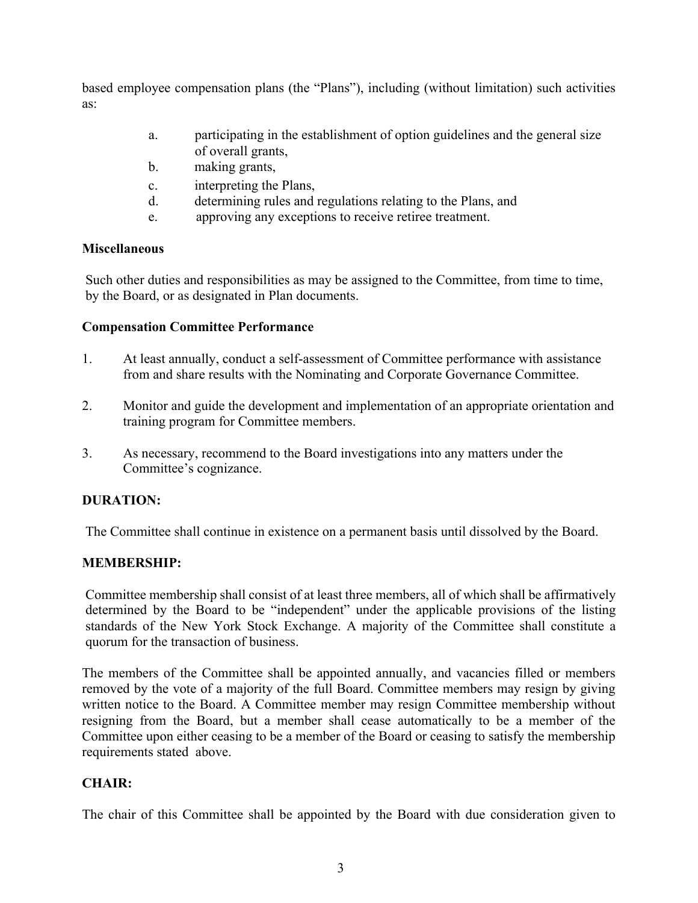based employee compensation plans (the "Plans"), including (without limitation) such activities as:

a. participating in the establishment of option guidelines and the general size of overall grants,
b. making grants,
c. interpreting the Plans,
d. determining rules and regulations relating to the Plans, and
e. approving any exceptions to receive retiree treatment.

**Miscellaneous**

Such other duties and responsibilities as may be assigned to the Committee, from time to time, by the Board, or as designated in Plan documents.

**Compensation Committee Performance**

1. At least annually, conduct a self-assessment of Committee performance with assistance from and share results with the Nominating and Corporate Governance Committee.

2. Monitor and guide the development and implementation of an appropriate orientation and training program for Committee members.

3. As necessary, recommend to the Board investigations into any matters under the Committee's cognizance.

**DURATION:**

The Committee shall continue in existence on a permanent basis until dissolved by the Board.

**MEMBERSHIP:**

Committee membership shall consist of at least three members, all of which shall be affirmatively determined by the Board to be "independent" under the applicable provisions of the listing standards of the New York Stock Exchange. A majority of the Committee shall constitute a quorum for the transaction of business.

The members of the Committee shall be appointed annually, and vacancies filled or members removed by the vote of a majority of the full Board. Committee members may resign by giving written notice to the Board. A Committee member may resign Committee membership without resigning from the Board, but a member shall cease automatically to be a member of the Committee upon either ceasing to be a member of the Board or ceasing to satisfy the membership requirements stated above.

**CHAIR:**

The chair of this Committee shall be appointed by the Board with due consideration given to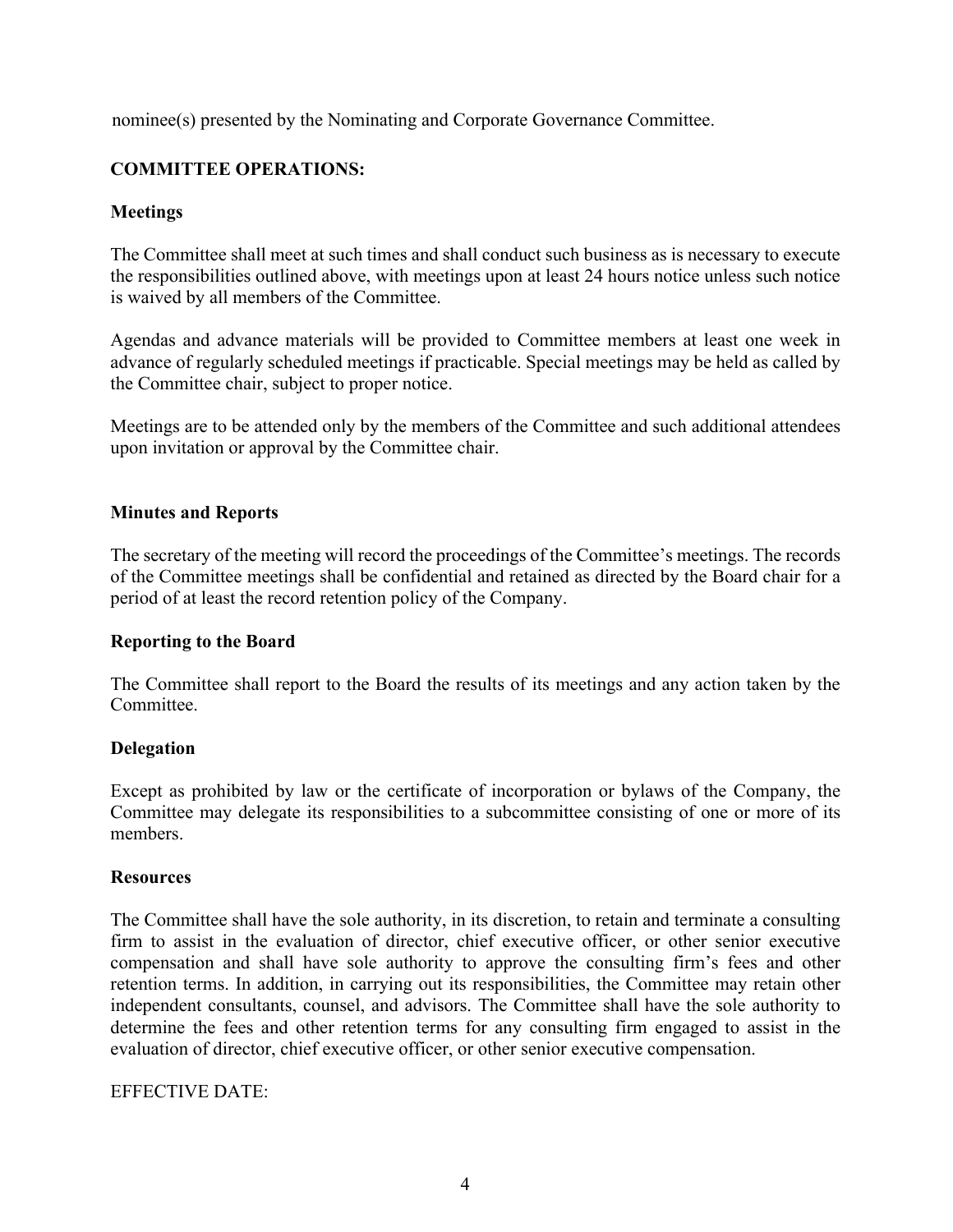nominee(s) presented by the Nominating and Corporate Governance Committee.

## COMMITTEE OPERATIONS:

### Meetings

The Committee shall meet at such times and shall conduct such business as is necessary to execute the responsibilities outlined above, with meetings upon at least 24 hours notice unless such notice is waived by all members of the Committee.

Agendas and advance materials will be provided to Committee members at least one week in advance of regularly scheduled meetings if practicable. Special meetings may be held as called by the Committee chair, subject to proper notice.

Meetings are to be attended only by the members of the Committee and such additional attendees upon invitation or approval by the Committee chair.

### Minutes and Reports

The secretary of the meeting will record the proceedings of the Committee's meetings. The records of the Committee meetings shall be confidential and retained as directed by the Board chair for a period of at least the record retention policy of the Company.

### Reporting to the Board

The Committee shall report to the Board the results of its meetings and any action taken by the Committee.

### Delegation

Except as prohibited by law or the certificate of incorporation or bylaws of the Company, the Committee may delegate its responsibilities to a subcommittee consisting of one or more of its members.

### Resources

The Committee shall have the sole authority, in its discretion, to retain and terminate a consulting firm to assist in the evaluation of director, chief executive officer, or other senior executive compensation and shall have sole authority to approve the consulting firm's fees and other retention terms. In addition, in carrying out its responsibilities, the Committee may retain other independent consultants, counsel, and advisors. The Committee shall have the sole authority to determine the fees and other retention terms for any consulting firm engaged to assist in the evaluation of director, chief executive officer, or other senior executive compensation.

EFFECTIVE DATE: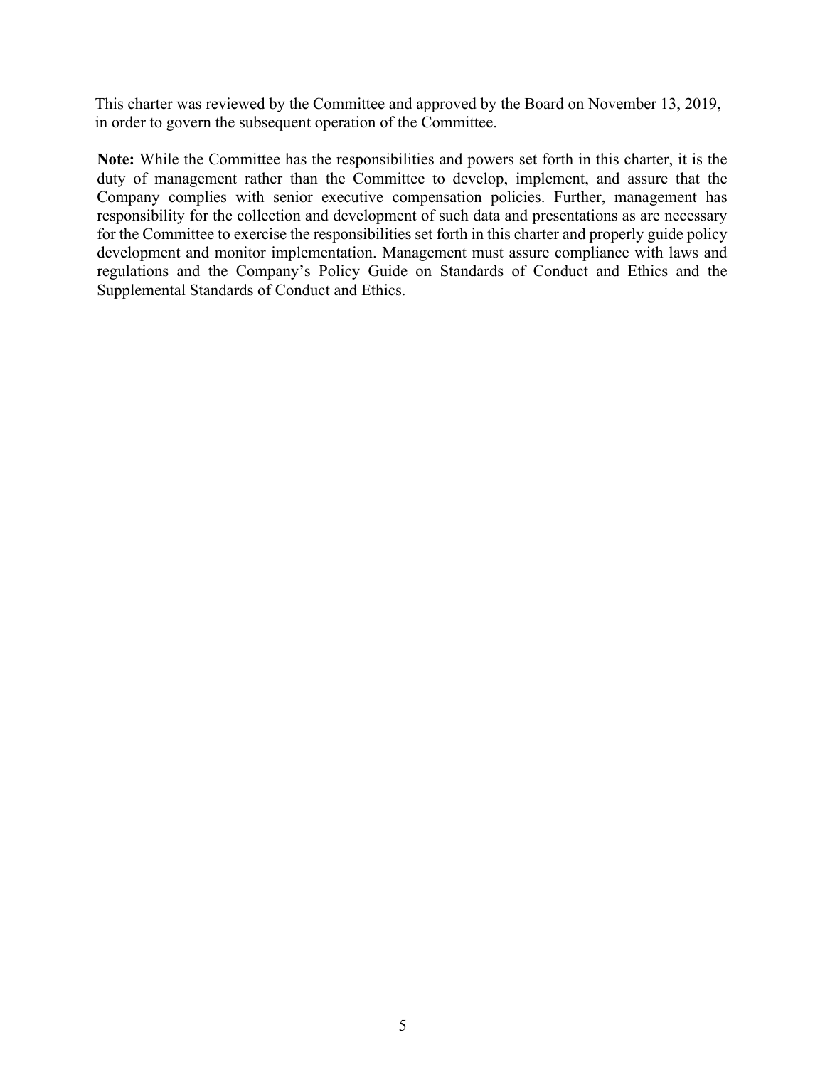This charter was reviewed by the Committee and approved by the Board on November 13, 2019, in order to govern the subsequent operation of the Committee.

**Note:** While the Committee has the responsibilities and powers set forth in this charter, it is the duty of management rather than the Committee to develop, implement, and assure that the Company complies with senior executive compensation policies. Further, management has responsibility for the collection and development of such data and presentations as are necessary for the Committee to exercise the responsibilities set forth in this charter and properly guide policy development and monitor implementation. Management must assure compliance with laws and regulations and the Company's Policy Guide on Standards of Conduct and Ethics and the Supplemental Standards of Conduct and Ethics.